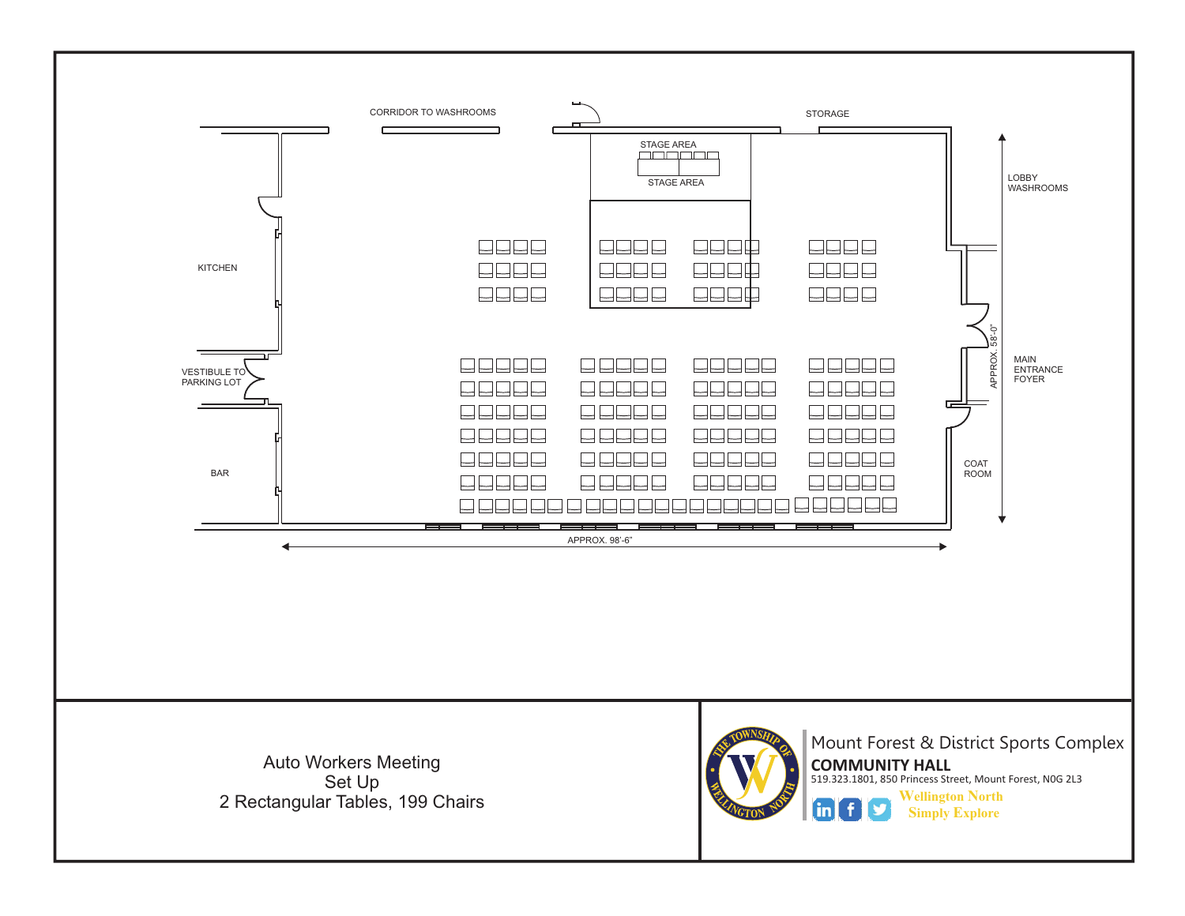CORRIDOR TO WASHROOMS

STORAGE

STAGE AREA

STAGE AREA

LOBBY
WASHROOMS

KITCHEN

VESTIBULE TO
PARKING LOT

MAIN
ENTRANCE
FOYER

APPROX. 58'-0"

BAR

COAT
ROOM

APPROX. 98'-6"

Auto Workers Meeting
Set Up
2 Rectangular Tables, 199 Chairs

Mount Forest & District Sports Complex
**COMMUNITY HALL**
519.323.1801, 850 Princess Street, Mount Forest, N0G 2L3

Wellington North
Simply Explore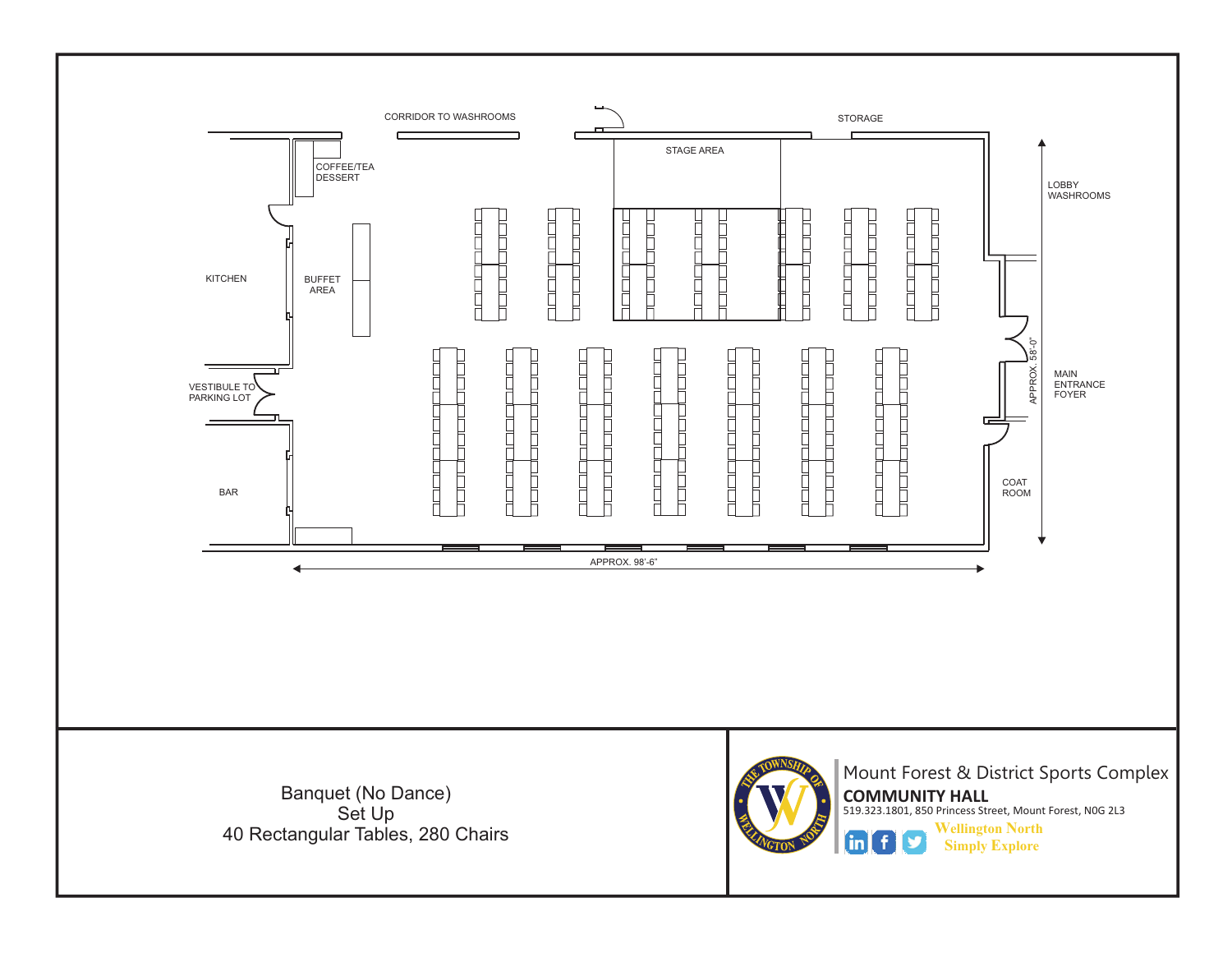CORRIDOR TO WASHROOMS

STORAGE

STAGE AREA

COFFEE/TEA
DESSERT

LOBBY
WASHROOMS

KITCHEN

BUFFET
AREA

APPROX. 58'-0"

MAIN
ENTRANCE
FOYER

VESTIBULE TO
PARKING LOT

COAT
ROOM

BAR

APPROX. 98'-6"

Banquet (No Dance)
Set Up
40 Rectangular Tables, 280 Chairs

THE TOWNSHIP OF WELLINGTON NORTH

Mount Forest & District Sports Complex

**COMMUNITY HALL**

519.323.1801, 850 Princess Street, Mount Forest, N0G 2L3

Wellington North
Simply Explore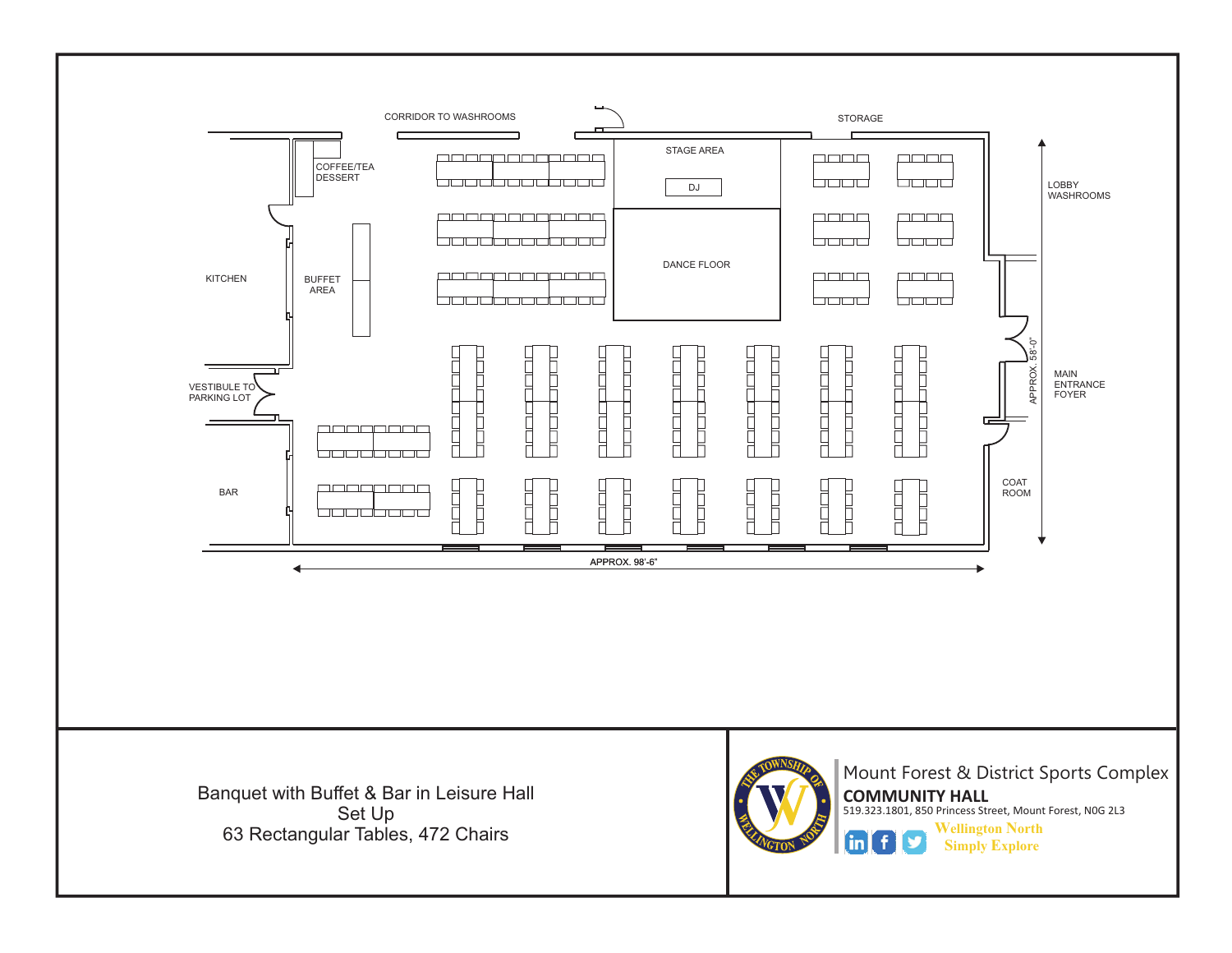CORRIDOR TO WASHROOMS

STORAGE

COFFEE/TEA DESSERT

STAGE AREA

DJ

LOBBY WASHROOMS

KITCHEN

BUFFET AREA

DANCE FLOOR

VESTIBULE TO PARKING LOT

APPROX. 58'-0"

MAIN ENTRANCE FOYER

BAR

COAT ROOM

APPROX. 98'-6"

Banquet with Buffet & Bar in Leisure Hall
Set Up
63 Rectangular Tables, 472 Chairs

Mount Forest & District Sports Complex

**COMMUNITY HALL**

519.323.1801, 850 Princess Street, Mount Forest, N0G 2L3

Wellington North
Simply Explore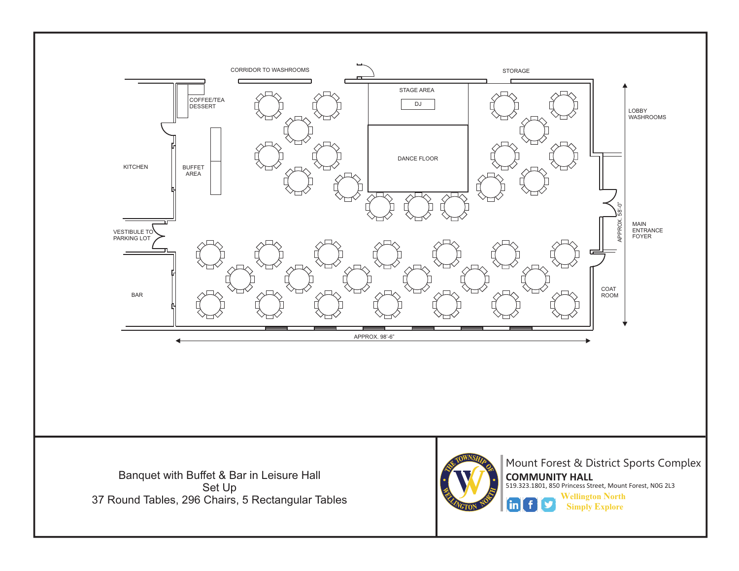CORRIDOR TO WASHROOMS

STORAGE

COFFEE/TEA DESSERT

STAGE AREA

DJ

DANCE FLOOR

KITCHEN

BUFFET AREA

LOBBY WASHROOMS

VESTIBULE TO PARKING LOT

MAIN ENTRANCE FOYER

APPROX. 58'-0"

BAR

COAT ROOM

APPROX. 98'-6"

Banquet with Buffet & Bar in Leisure Hall
Set Up
37 Round Tables, 296 Chairs, 5 Rectangular Tables

THE TOWNSHIP OF WELLINGTON NORTH

Mount Forest & District Sports Complex

**COMMUNITY HALL**

519.323.1801, 850 Princess Street, Mount Forest, N0G 2L3

Wellington North
Simply Explore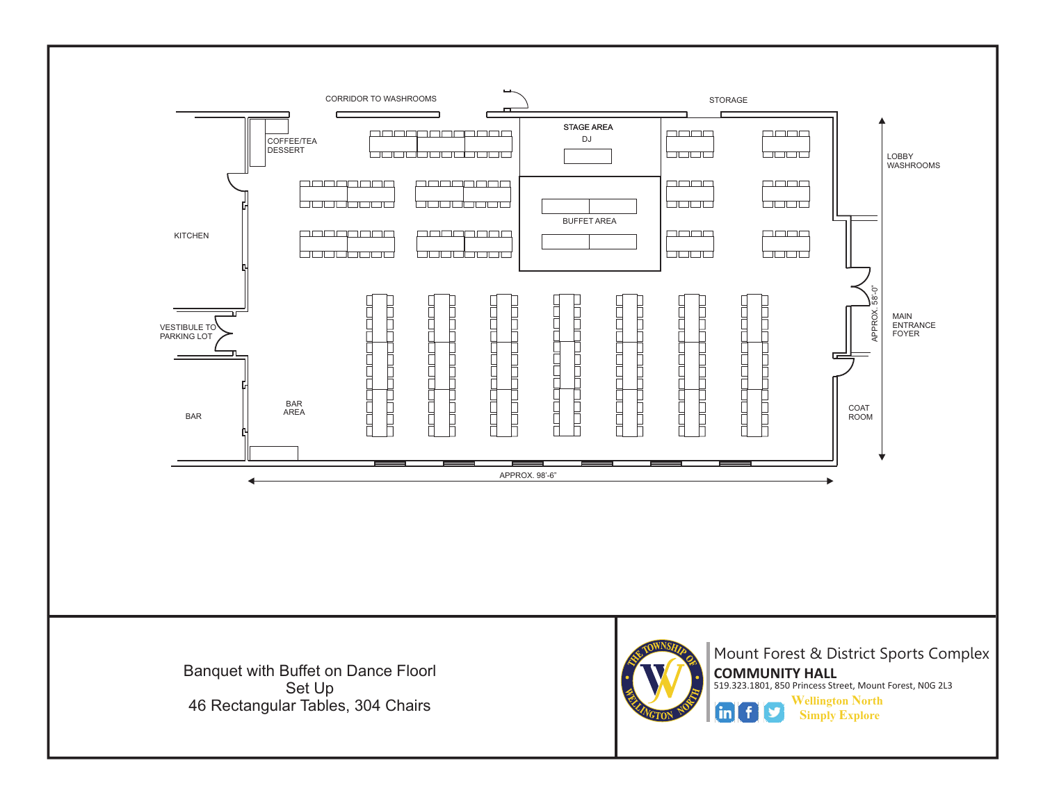CORRIDOR TO WASHROOMS

STORAGE

STAGE AREA

DJ

COFFEE/TEA
DESSERT

LOBBY
WASHROOMS

BUFFET AREA

KITCHEN

APPROX. 58'-0"

MAIN
ENTRANCE
FOYER

VESTIBULE TO
PARKING LOT

COAT
ROOM

BAR
AREA

BAR

APPROX. 98'-6"

Banquet with Buffet on Dance Floorl
Set Up
46 Rectangular Tables, 304 Chairs

Mount Forest & District Sports Complex

**COMMUNITY HALL**

519.323.1801, 850 Princess Street, Mount Forest, N0G 2L3

Wellington North
Simply Explore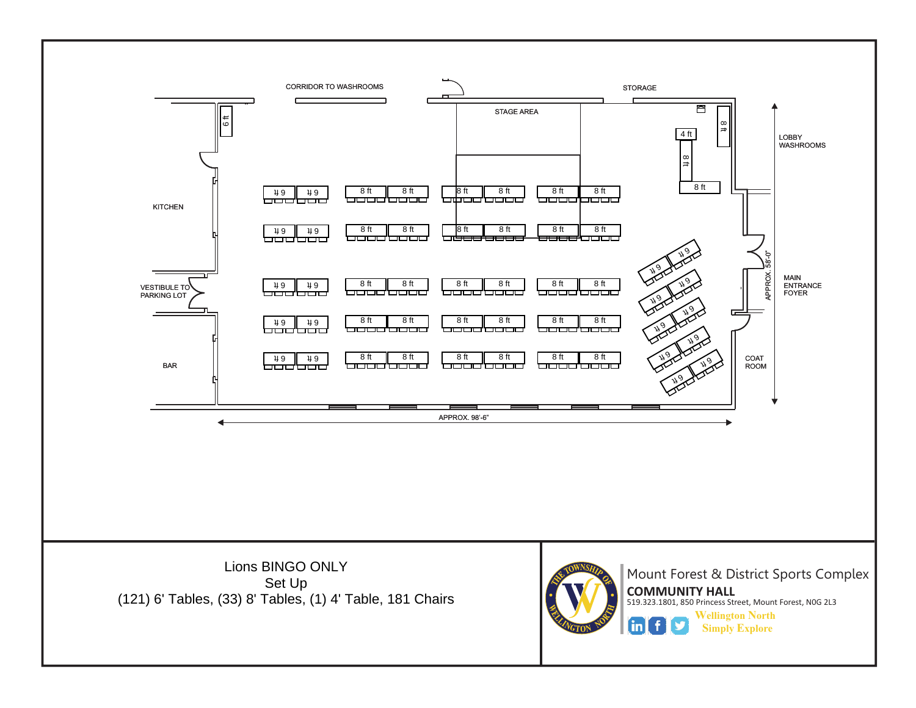CORRIDOR TO WASHROOMS

STAGE AREA

STORAGE

LOBBY WASHROOMS

KITCHEN

VESTIBULE TO PARKING LOT

MAIN ENTRANCE FOYER

APPROX. 58'-0"

BAR

COAT ROOM

APPROX. 98'-6"

Lions BINGO ONLY
Set Up
(121) 6' Tables, (33) 8' Tables, (1) 4' Table, 181 Chairs

Mount Forest & District Sports Complex

**COMMUNITY HALL**

519.323.1801, 850 Princess Street, Mount Forest, N0G 2L3

Wellington North
Simply Explore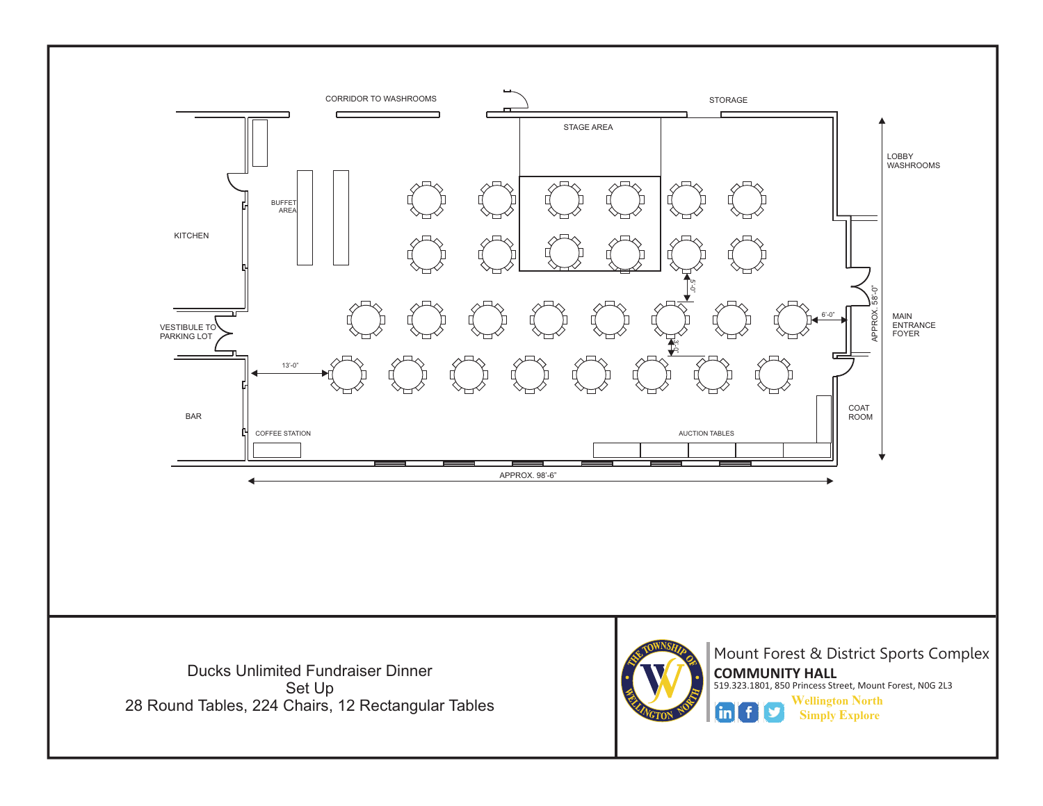CORRIDOR TO WASHROOMS

STORAGE

STAGE AREA

LOBBY WASHROOMS

KITCHEN

BUFFET AREA

VESTIBULE TO PARKING LOT

MAIN ENTRANCE FOYER

APPROX. 58'-0"

5'-0"

6'-0"

3'-0"

13'-0"

BAR

COAT ROOM

COFFEE STATION

AUCTION TABLES

APPROX. 98'-6"

Ducks Unlimited Fundraiser Dinner
Set Up
28 Round Tables, 224 Chairs, 12 Rectangular Tables

Mount Forest & District Sports Complex

**COMMUNITY HALL**

519.323.1801, 850 Princess Street, Mount Forest, N0G 2L3

Wellington North
Simply Explore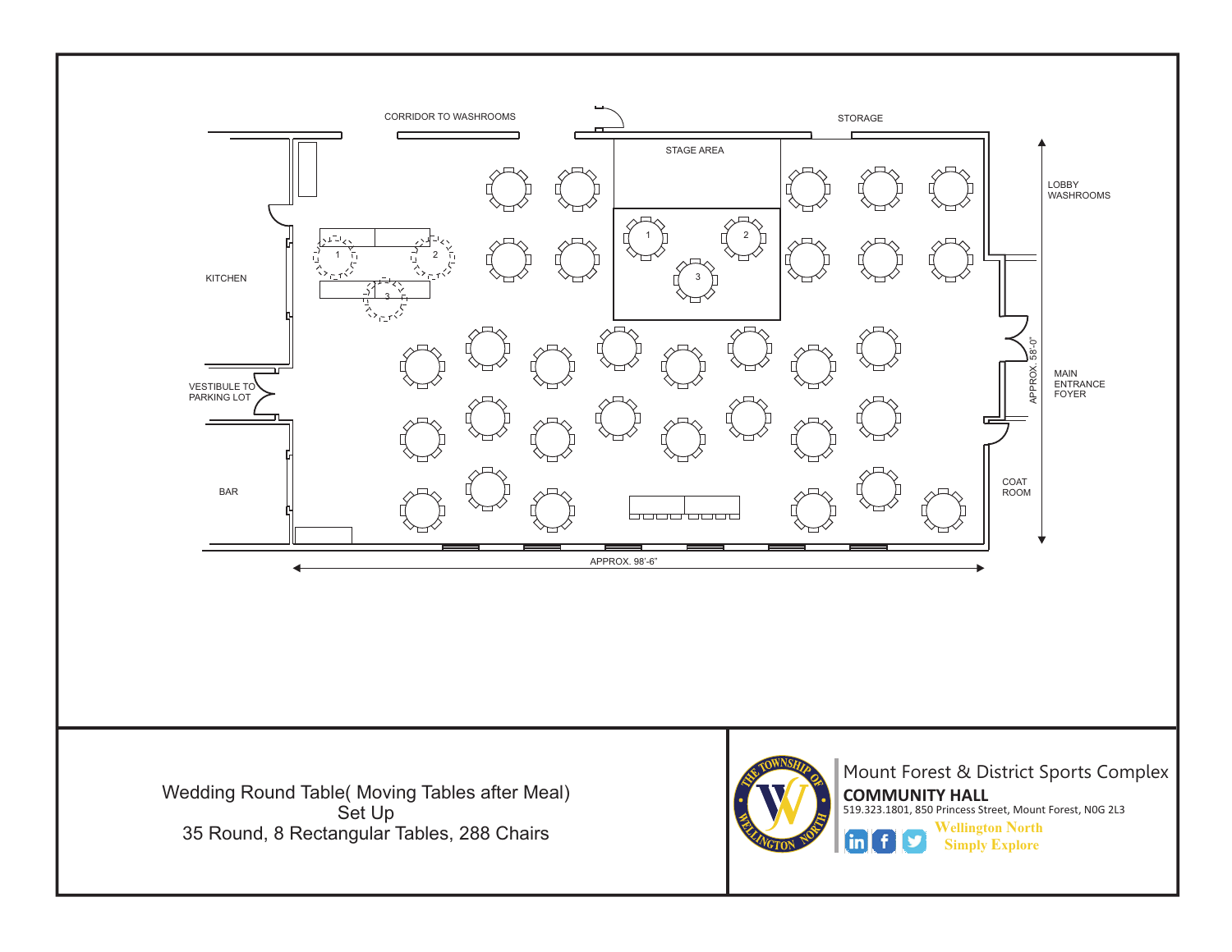CORRIDOR TO WASHROOMS

STORAGE

STAGE AREA

LOBBY WASHROOMS

KITCHEN

MAIN ENTRANCE FOYER

APPROX. 58'-0"

VESTIBULE TO PARKING LOT

COAT ROOM

BAR

APPROX. 98'-6"

Wedding Round Table( Moving Tables after Meal) Set Up
35 Round, 8 Rectangular Tables, 288 Chairs

Mount Forest & District Sports Complex

**COMMUNITY HALL**

519.323.1801, 850 Princess Street, Mount Forest, N0G 2L3

Wellington North
Simply Explore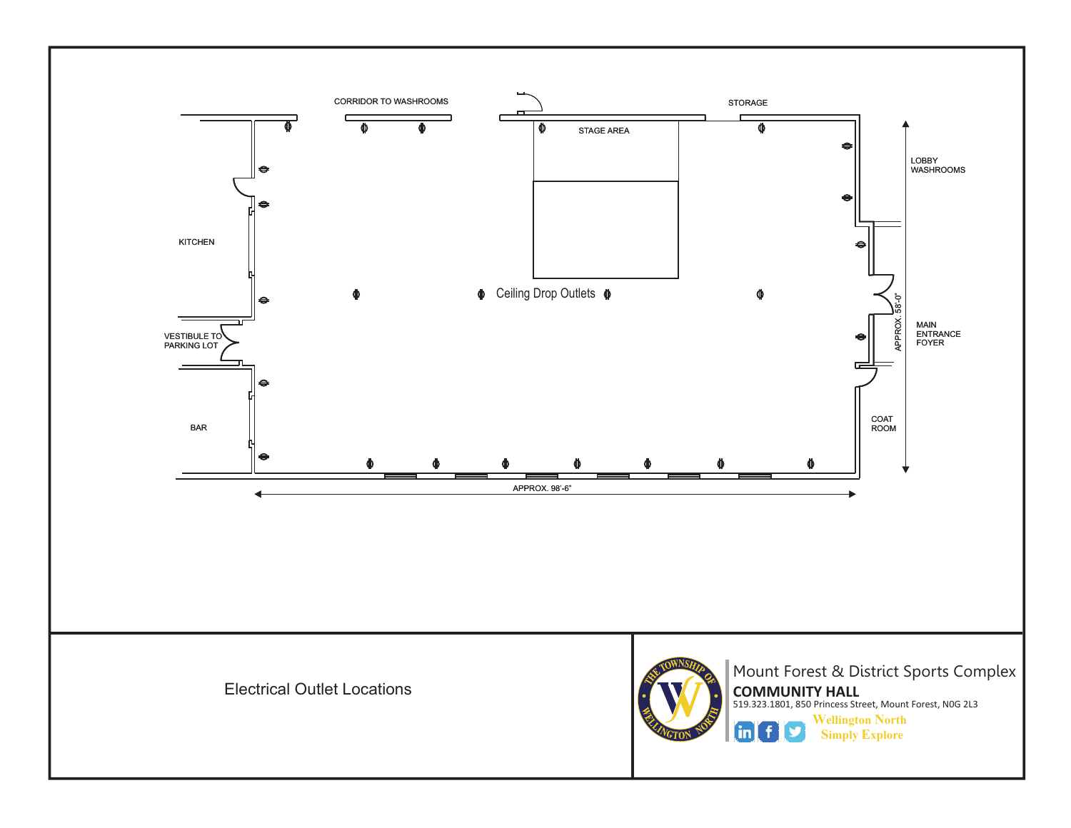CORRIDOR TO WASHROOMS

STORAGE

STAGE AREA

LOBBY WASHROOMS

KITCHEN

Ceiling Drop Outlets

APPROX. 58'-0"

VESTIBULE TO PARKING LOT

MAIN ENTRANCE FOYER

BAR

COAT ROOM

APPROX. 98'-6"

Electrical Outlet Locations

Mount Forest & District Sports Complex

**COMMUNITY HALL**

519.323.1801, 850 Princess Street, Mount Forest, N0G 2L3

Wellington North
Simply Explore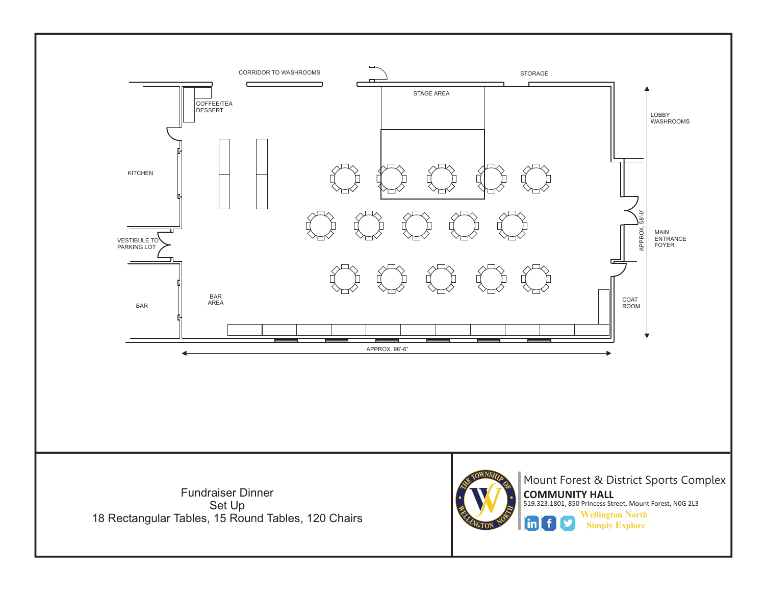CORRIDOR TO WASHROOMS

STORAGE

STAGE AREA

COFFEE/TEA
DESSERT

LOBBY
WASHROOMS

KITCHEN

APPROX. 58'-0"

MAIN
ENTRANCE
FOYER

VESTIBULE TO
PARKING LOT

BAR
AREA

COAT
ROOM

BAR

APPROX. 98'-6"

Fundraiser Dinner
Set Up
18 Rectangular Tables, 15 Round Tables, 120 Chairs

THE TOWNSHIP OF WELLINGTON NORTH

Mount Forest & District Sports Complex

**COMMUNITY HALL**

519.323.1801, 850 Princess Street, Mount Forest, N0G 2L3

Wellington North
Simply Explore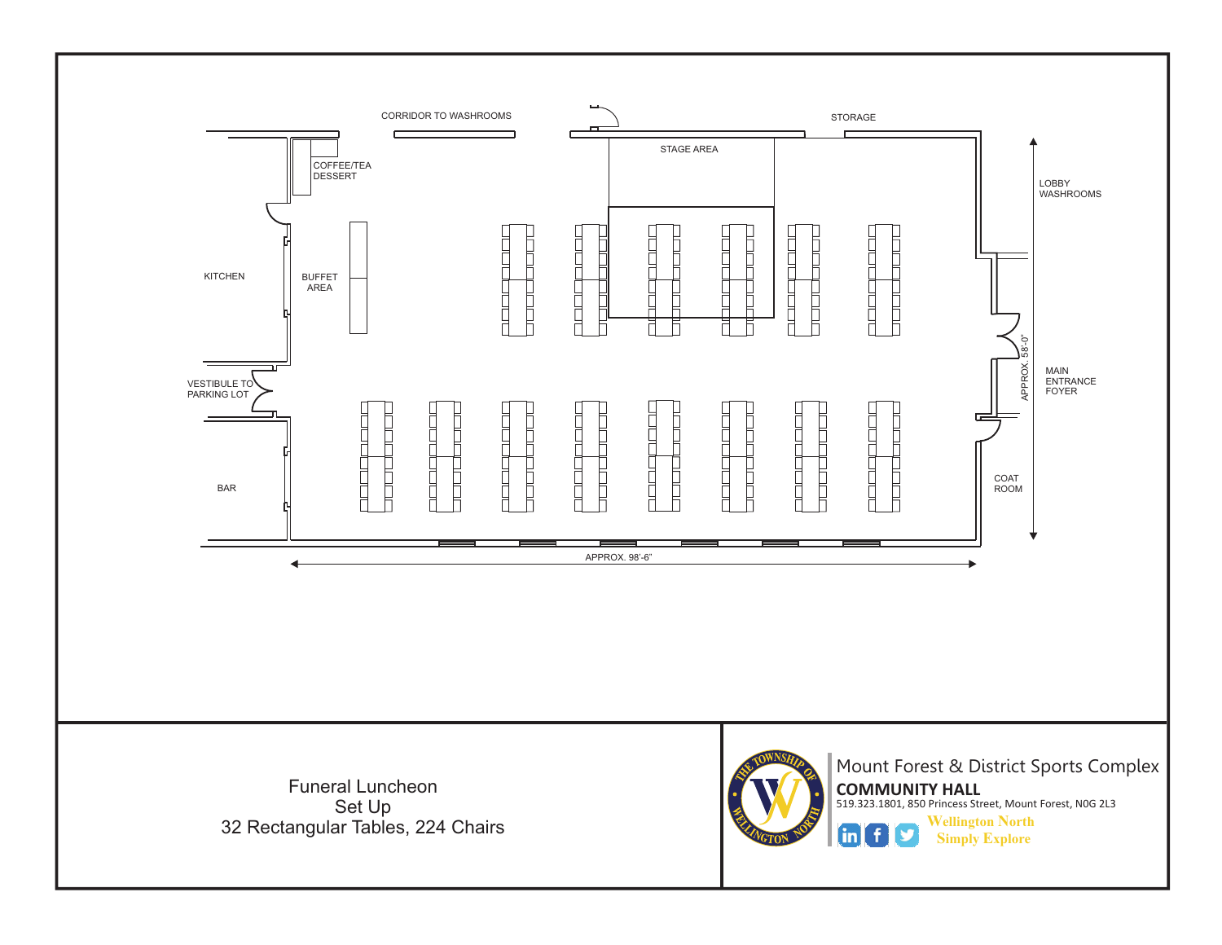CORRIDOR TO WASHROOMS

STORAGE

STAGE AREA

COFFEE/TEA DESSERT

LOBBY WASHROOMS

KITCHEN

BUFFET AREA

APPROX. 58'-0"

MAIN ENTRANCE FOYER

VESTIBULE TO PARKING LOT

BAR

COAT ROOM

APPROX. 98'-6"

Funeral Luncheon
Set Up
32 Rectangular Tables, 224 Chairs

Mount Forest & District Sports Complex

**COMMUNITY HALL**

519.323.1801, 850 Princess Street, Mount Forest, N0G 2L3

Wellington North
Simply Explore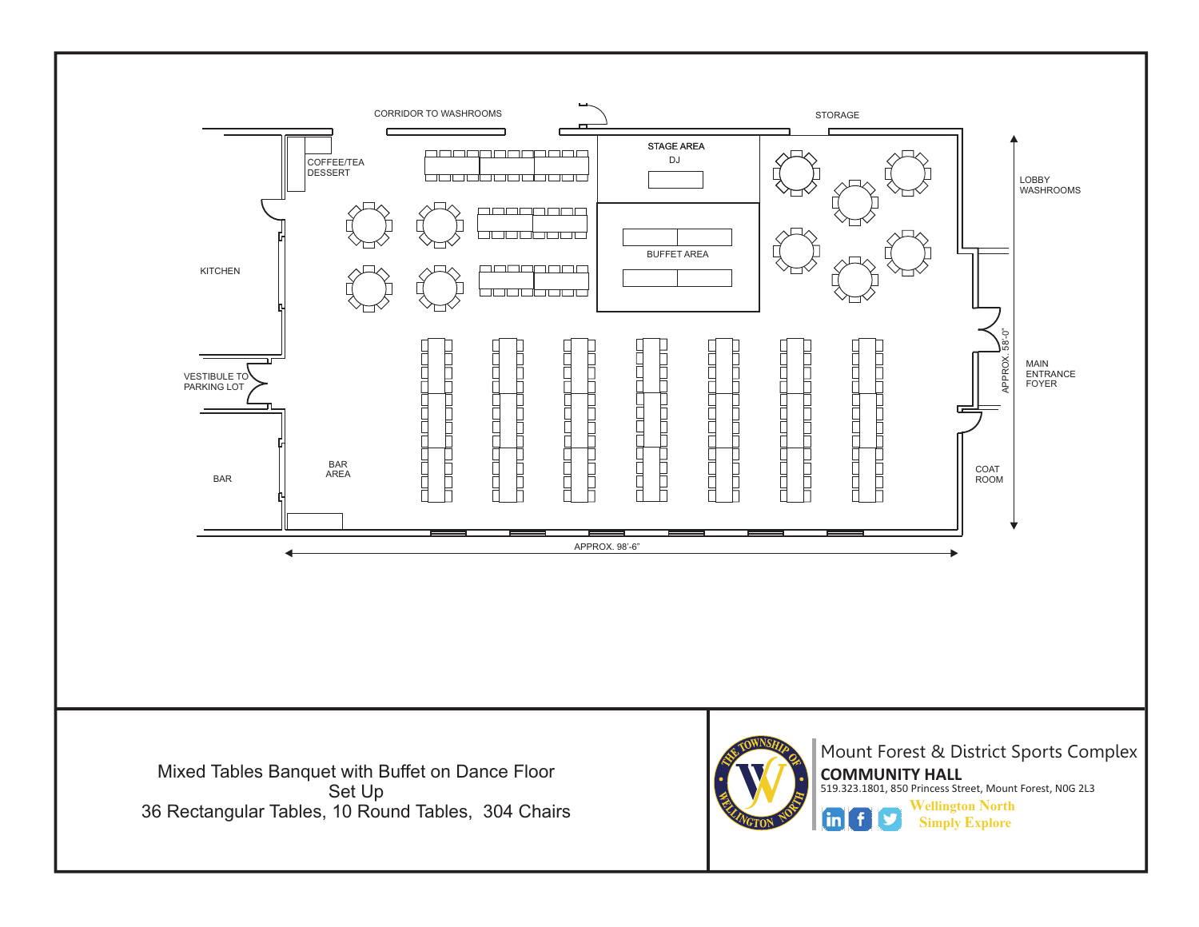CORRIDOR TO WASHROOMS

STORAGE

STAGE AREA

DJ

COFFEE/TEA
DESSERT

LOBBY
WASHROOMS

KITCHEN

BUFFET AREA

APPROX. 58'-0"

MAIN
ENTRANCE
FOYER

VESTIBULE TO
PARKING LOT

BAR

BAR
AREA

COAT
ROOM

APPROX. 98'-6"

Mixed Tables Banquet with Buffet on Dance Floor
Set Up
36 Rectangular Tables, 10 Round Tables, 304 Chairs

THE TOWNSHIP OF WELLINGTON NORTH

Mount Forest & District Sports Complex
**COMMUNITY HALL**
519.323.1801, 850 Princess Street, Mount Forest, N0G 2L3

Wellington North
Simply Explore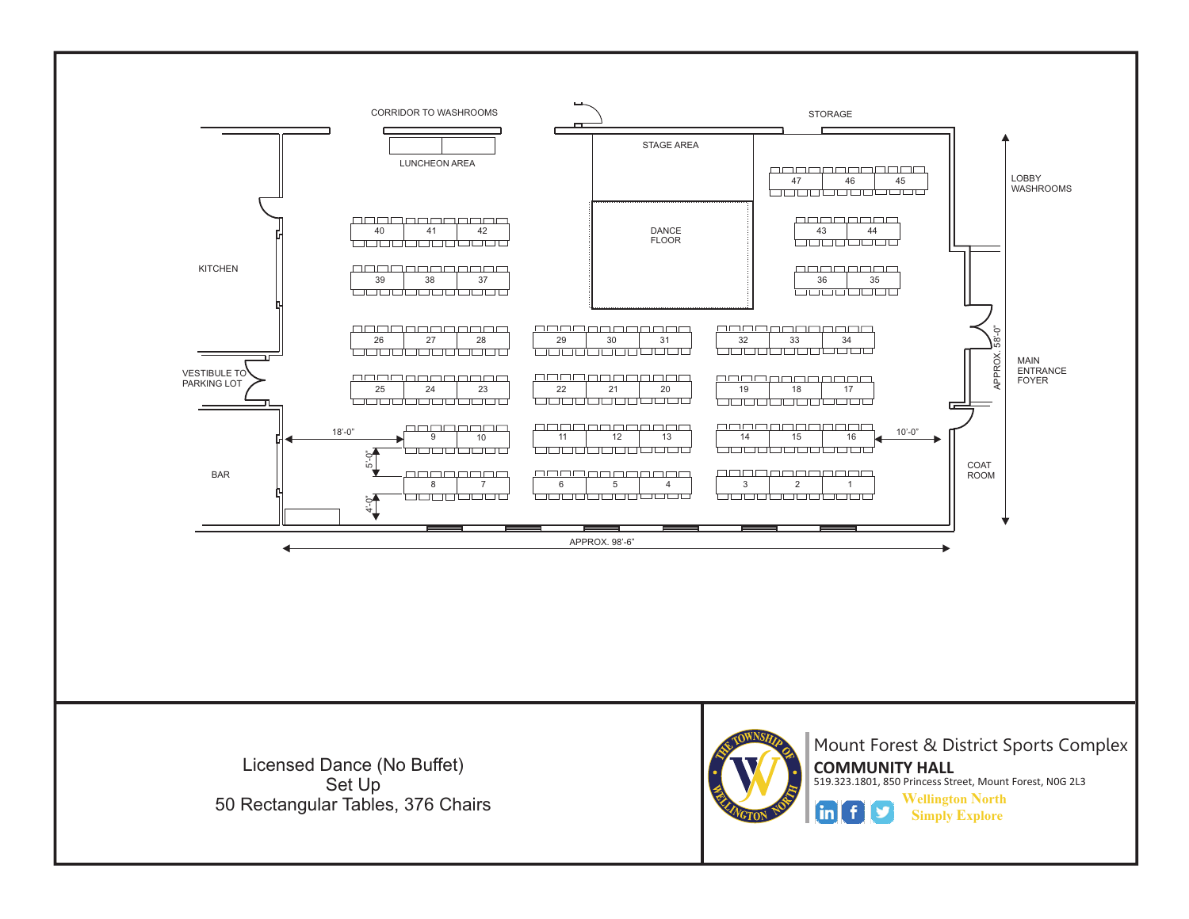CORRIDOR TO WASHROOMS

LUNCHEON AREA

STAGE AREA

STORAGE

DANCE FLOOR

KITCHEN

VESTIBULE TO PARKING LOT

BAR

LOBBY WASHROOMS

MAIN ENTRANCE FOYER

COAT ROOM

18'-0"

10'-0"

5'-0"

4'-0"

APPROX. 58'-0"

APPROX. 98'-6"

Licensed Dance (No Buffet)
Set Up
50 Rectangular Tables, 376 Chairs

Mount Forest & District Sports Complex

**COMMUNITY HALL**

519.323.1801, 850 Princess Street, Mount Forest, N0G 2L3

Wellington North
Simply Explore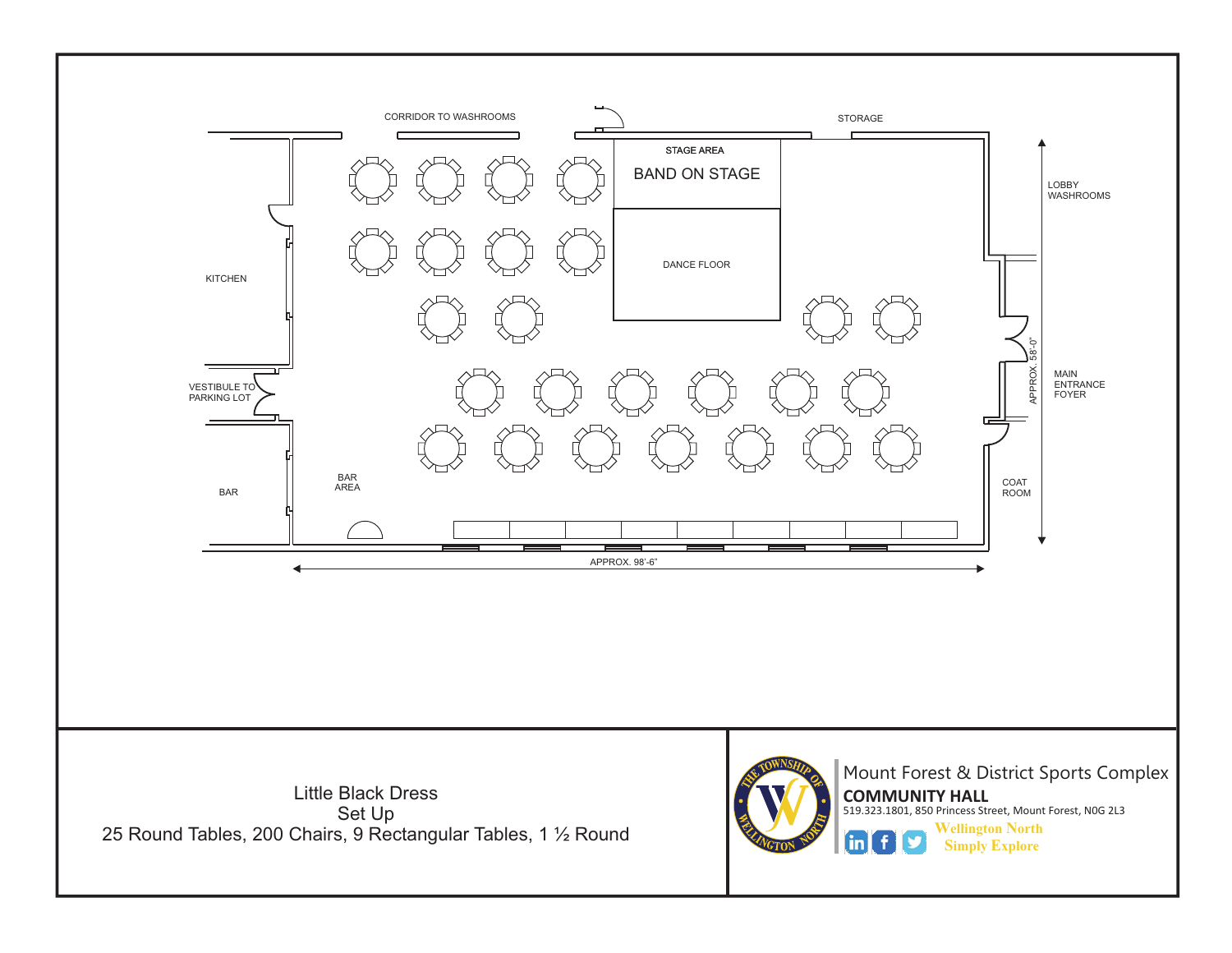CORRIDOR TO WASHROOMS

STORAGE

STAGE AREA

BAND ON STAGE

DANCE FLOOR

KITCHEN

LOBBY WASHROOMS

VESTIBULE TO PARKING LOT

MAIN ENTRANCE FOYER

APPROX. 58'-0"

BAR

BAR AREA

COAT ROOM

APPROX. 98'-6"

Little Black Dress
Set Up
25 Round Tables, 200 Chairs, 9 Rectangular Tables, 1 ½ Round

THE TOWNSHIP OF WELLINGTON NORTH

Mount Forest & District Sports Complex

**COMMUNITY HALL**

519.323.1801, 850 Princess Street, Mount Forest, N0G 2L3

Wellington North
Simply Explore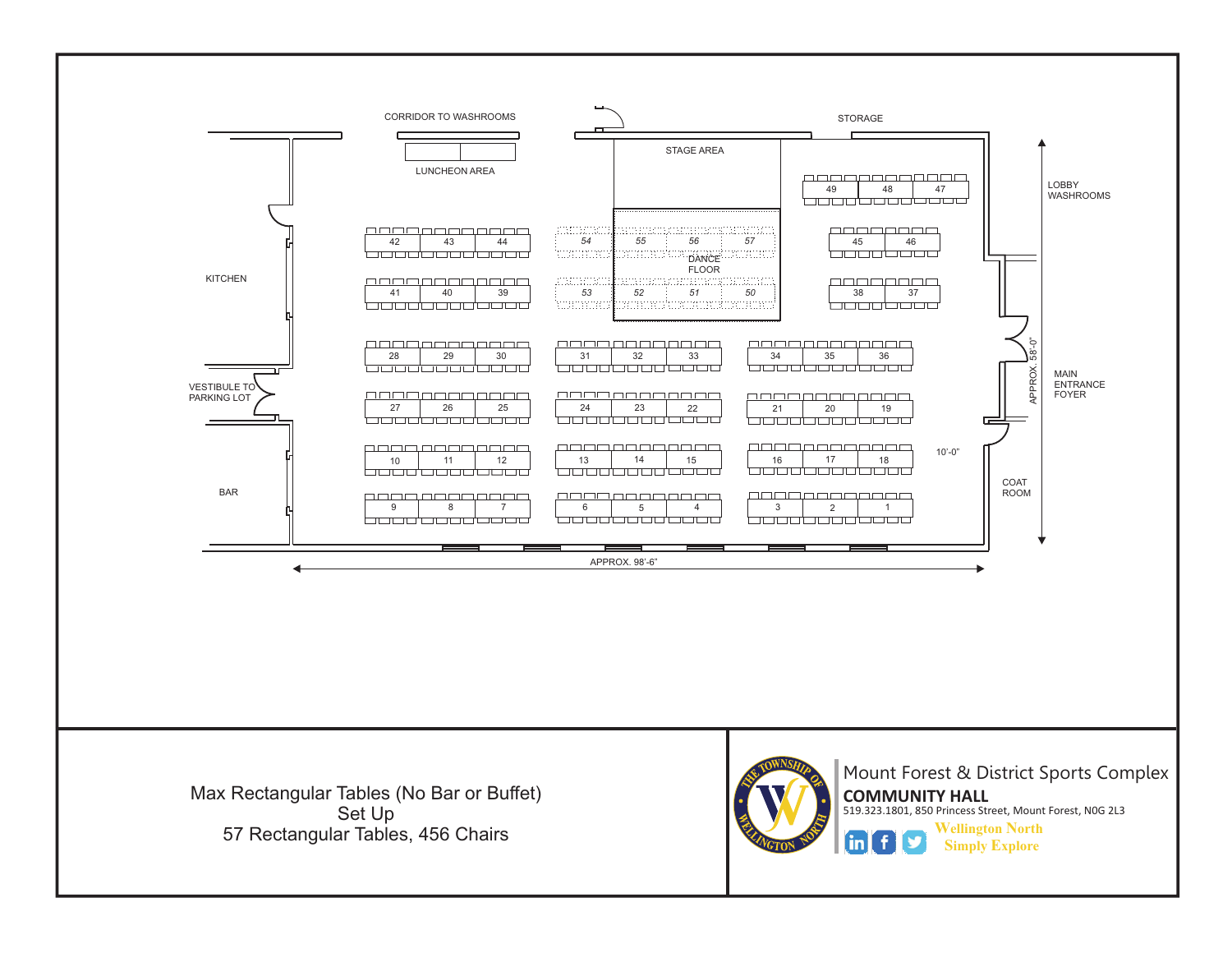CORRIDOR TO WASHROOMS

STORAGE

STAGE AREA

LUNCHEON AREA

LOBBY WASHROOMS

KITCHEN

DANCE FLOOR

42 43 44 | 54 55 56 57 | 45 46

41 40 39 | 53 52 51 50 | 38 37

49 48 47

28 29 30 | 31 32 33 | 34 35 36

27 26 25 | 24 23 22 | 21 20 19

10 11 12 | 13 14 15 | 16 17 18

9 8 7 | 6 5 4 | 3 2 1

VESTIBULE TO PARKING LOT

BAR

MAIN ENTRANCE FOYER

APPROX. 58'-0"

10'-0"

COAT ROOM

APPROX. 98'-6"

Max Rectangular Tables (No Bar or Buffet)
Set Up
57 Rectangular Tables, 456 Chairs

Mount Forest & District Sports Complex

**COMMUNITY HALL**

519.323.1801, 850 Princess Street, Mount Forest, N0G 2L3

Wellington North
Simply Explore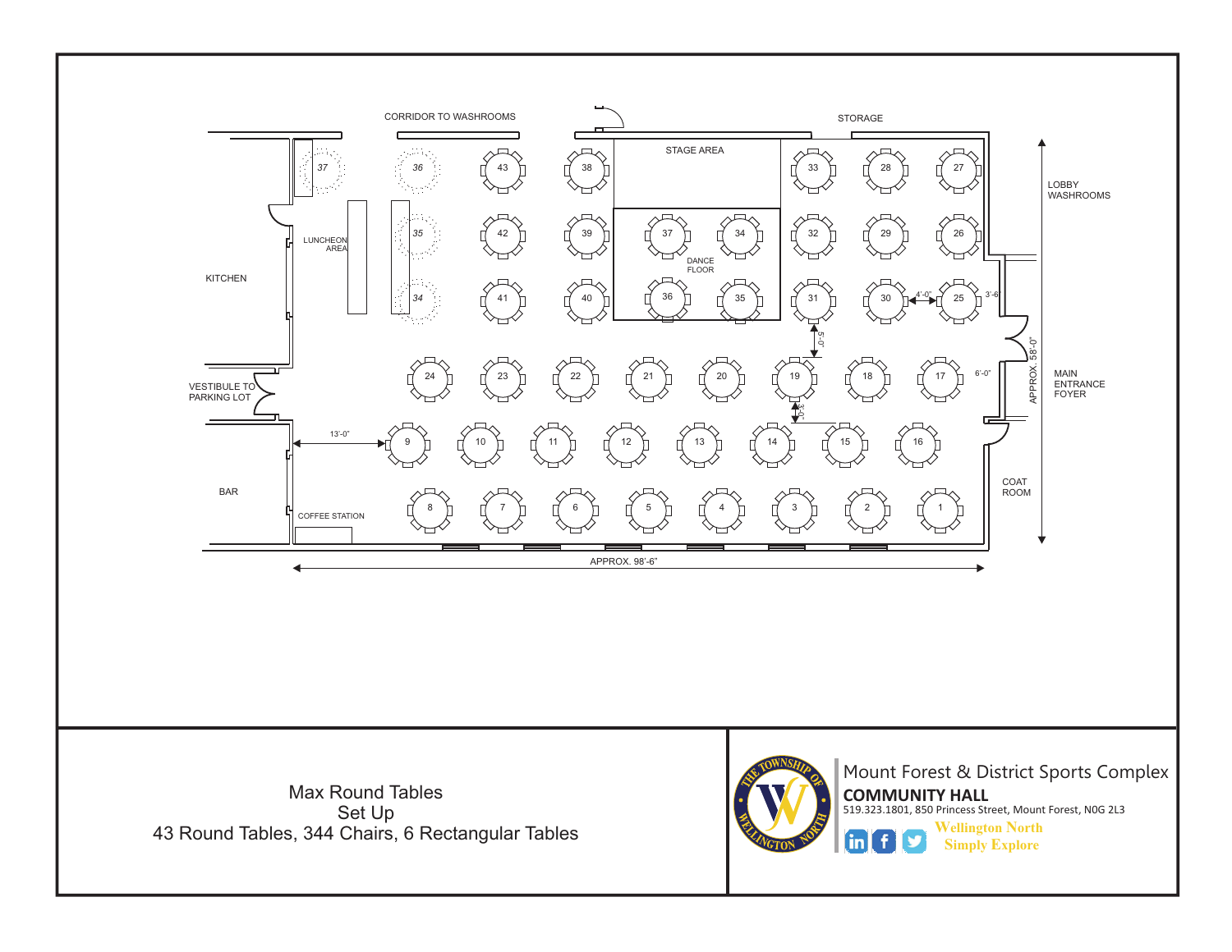CORRIDOR TO WASHROOMS

STAGE AREA

STORAGE

LOBBY WASHROOMS

KITCHEN

LUNCHEON AREA

DANCE FLOOR

VESTIBULE TO PARKING LOT

MAIN ENTRANCE FOYER

BAR

COFFEE STATION

COAT ROOM

APPROX. 98'-6"

APPROX. 58'-0"

13'-0"

4'-0"

3'-6"

5'-0"

6'-0"

3'-6"

Max Round Tables
Set Up
43 Round Tables, 344 Chairs, 6 Rectangular Tables

Mount Forest & District Sports Complex

**COMMUNITY HALL**

519.323.1801, 850 Princess Street, Mount Forest, N0G 2L3

Wellington North
Simply Explore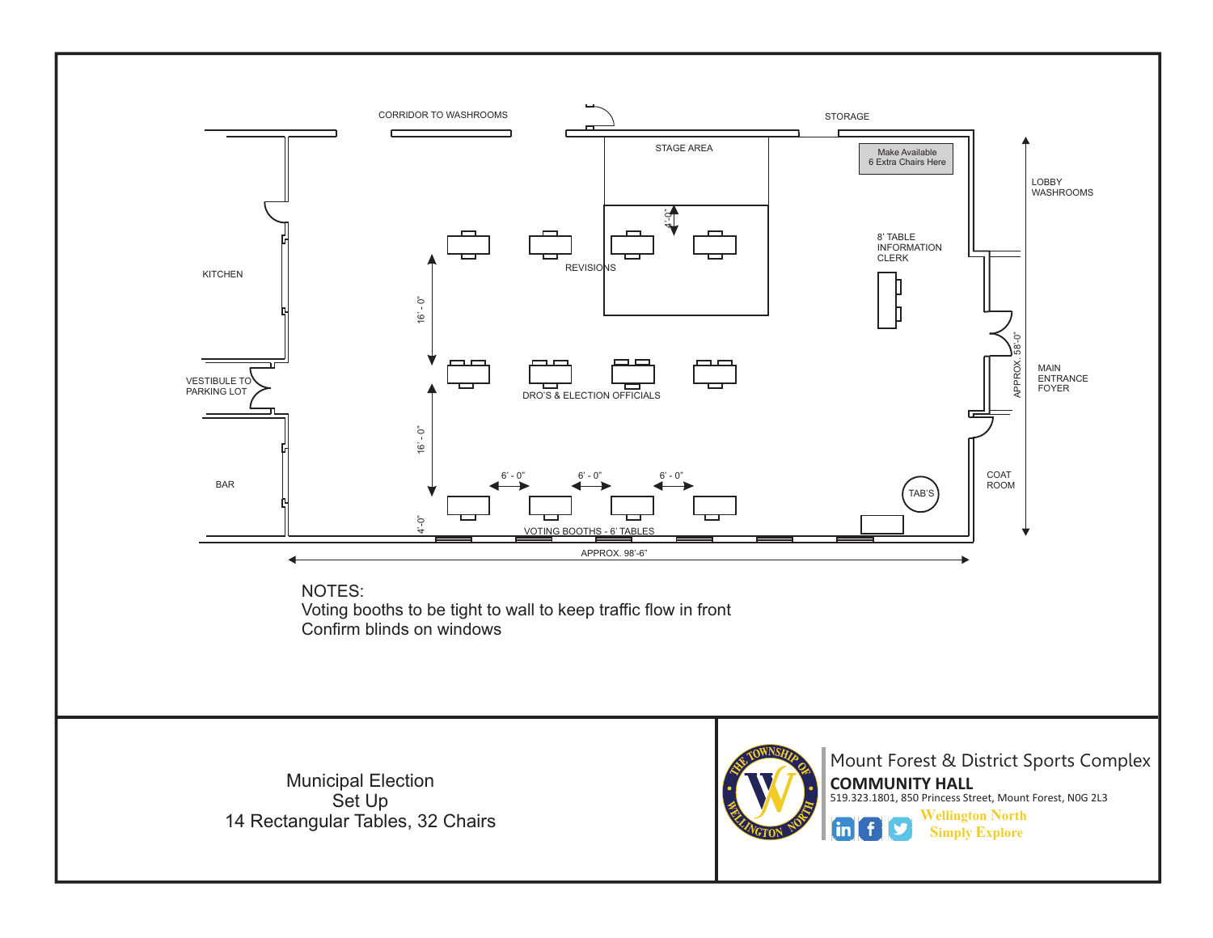CORRIDOR TO WASHROOMS

STAGE AREA

STORAGE

Make Available
6 Extra Chairs Here

LOBBY
WASHROOMS

KITCHEN

4'-0"

REVISIONS

8' TABLE
INFORMATION
CLERK

16' - 0"

VESTIBULE TO
PARKING LOT

DRO'S & ELECTION OFFICIALS

APPROX. 58'-0"

MAIN
ENTRANCE
FOYER

16' - 0"

6' - 0"   6' - 0"   6' - 0"

BAR

TAB'S

COAT
ROOM

4'-0"

VOTING BOOTHS - 6' TABLES

APPROX. 98'-6"

NOTES:
Voting booths to be tight to wall to keep traffic flow in front
Confirm blinds on windows

Municipal Election
Set Up
14 Rectangular Tables, 32 Chairs

Mount Forest & District Sports Complex
**COMMUNITY HALL**
519.323.1801, 850 Princess Street, Mount Forest, N0G 2L3

Wellington North
Simply Explore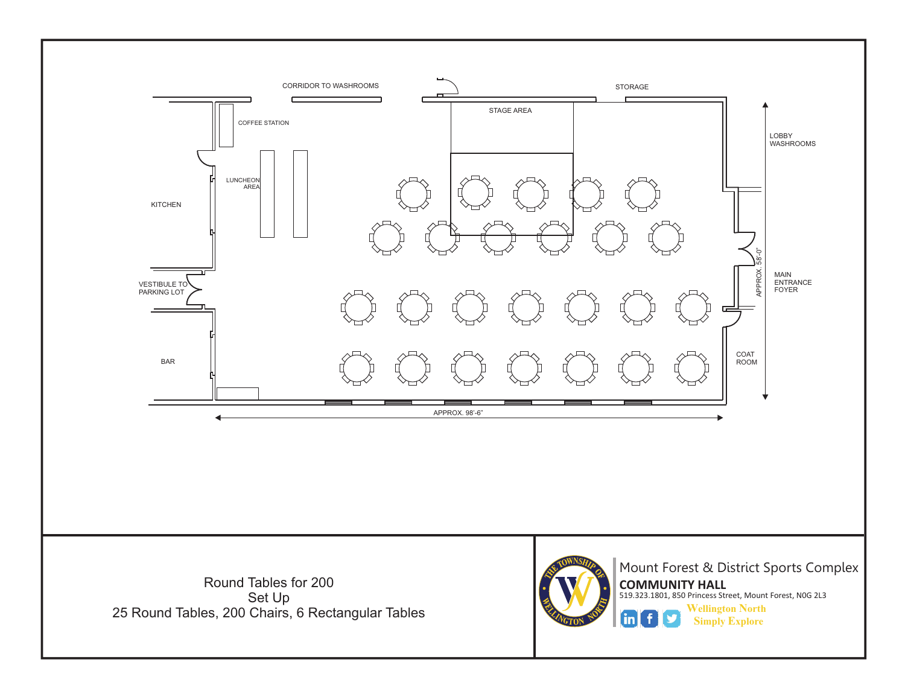CORRIDOR TO WASHROOMS

STORAGE

STAGE AREA

COFFEE STATION

LUNCHEON AREA

KITCHEN

VESTIBULE TO PARKING LOT

BAR

LOBBY WASHROOMS

APPROX. 58'-0"

MAIN ENTRANCE FOYER

COAT ROOM

APPROX. 98'-6"

Round Tables for 200
Set Up
25 Round Tables, 200 Chairs, 6 Rectangular Tables

Mount Forest & District Sports Complex

**COMMUNITY HALL**

519.323.1801, 850 Princess Street, Mount Forest, N0G 2L3

Wellington North
Simply Explore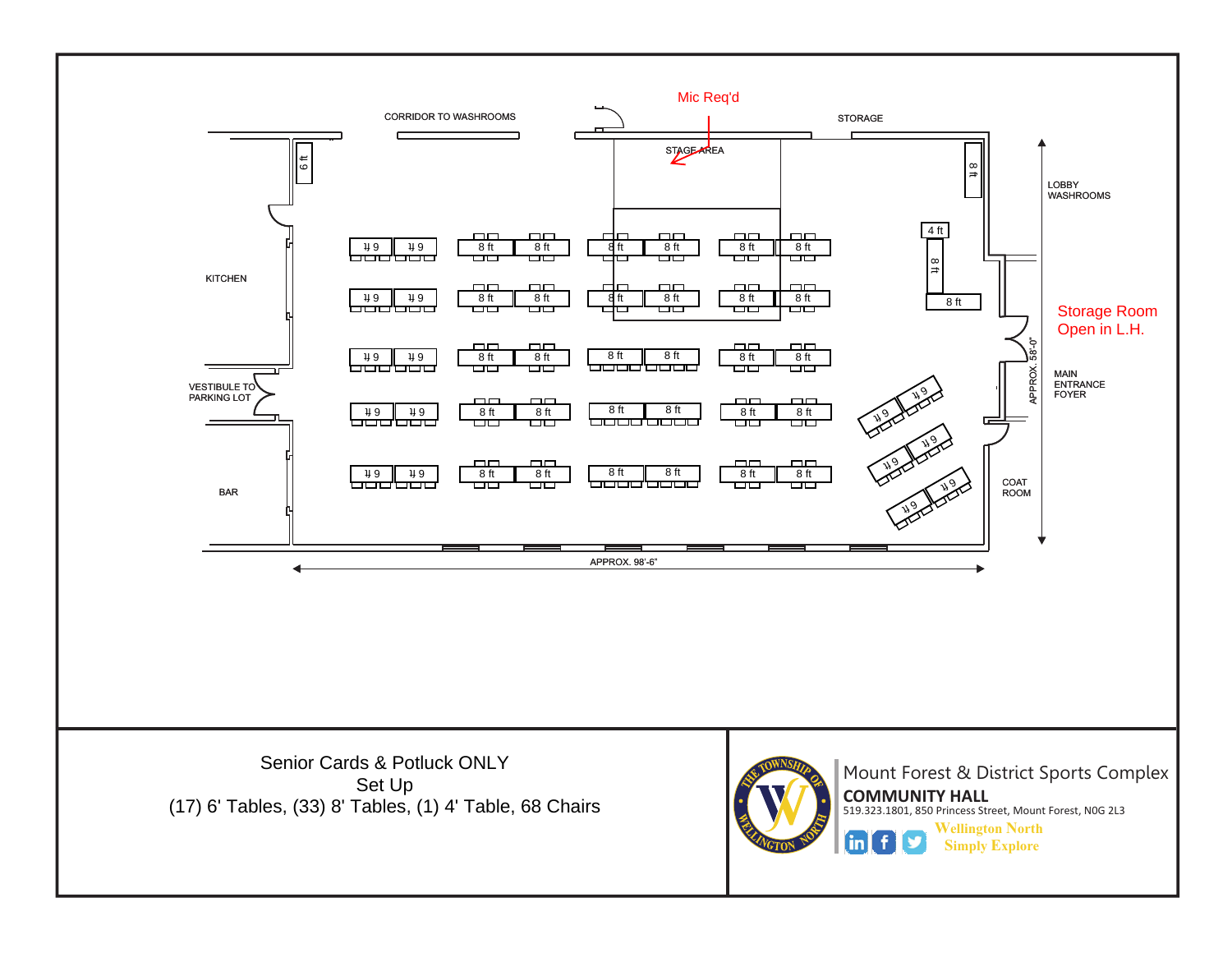Mic Req'd

CORRIDOR TO WASHROOMS

STAGE AREA

STORAGE

LOBBY WASHROOMS

KITCHEN

Storage Room Open in L.H.

VESTIBULE TO PARKING LOT

MAIN ENTRANCE FOYER

BAR

COAT ROOM

APPROX. 58'-0"

APPROX. 98'-6"

Senior Cards & Potluck ONLY
Set Up
(17) 6' Tables, (33) 8' Tables, (1) 4' Table, 68 Chairs

Mount Forest & District Sports Complex
**COMMUNITY HALL**
519.323.1801, 850 Princess Street, Mount Forest, N0G 2L3
Wellington North
Simply Explore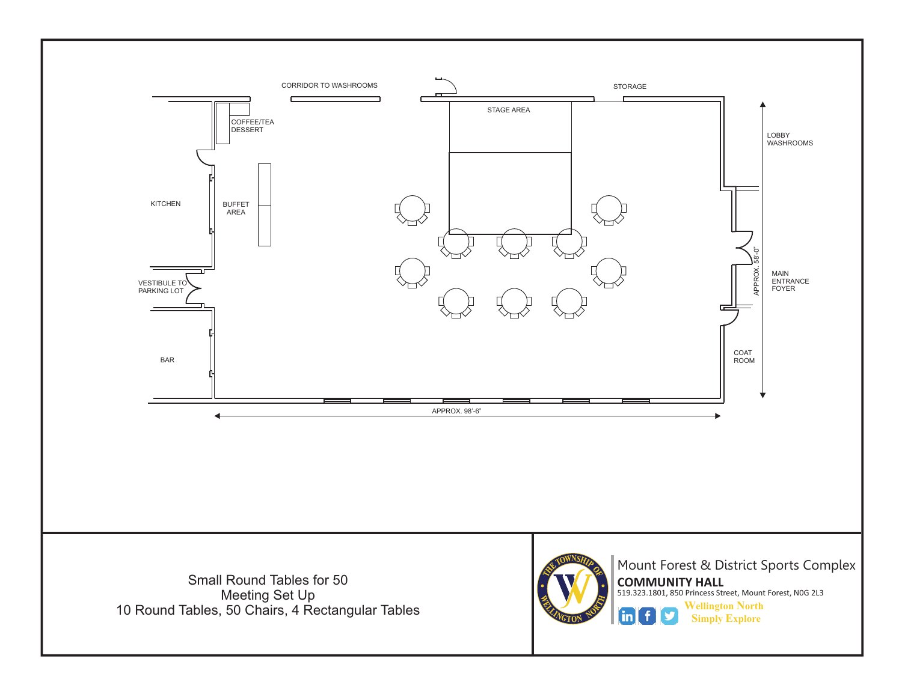CORRIDOR TO WASHROOMS

STORAGE

STAGE AREA

COFFEE/TEA
DESSERT

LOBBY
WASHROOMS

KITCHEN

BUFFET
AREA

APPROX. 58'-0"

MAIN
ENTRANCE
FOYER

VESTIBULE TO
PARKING LOT

COAT
ROOM

BAR

APPROX. 98'-6"

Small Round Tables for 50
Meeting Set Up
10 Round Tables, 50 Chairs, 4 Rectangular Tables

Mount Forest & District Sports Complex
**COMMUNITY HALL**
519.323.1801, 850 Princess Street, Mount Forest, N0G 2L3

Wellington North
Simply Explore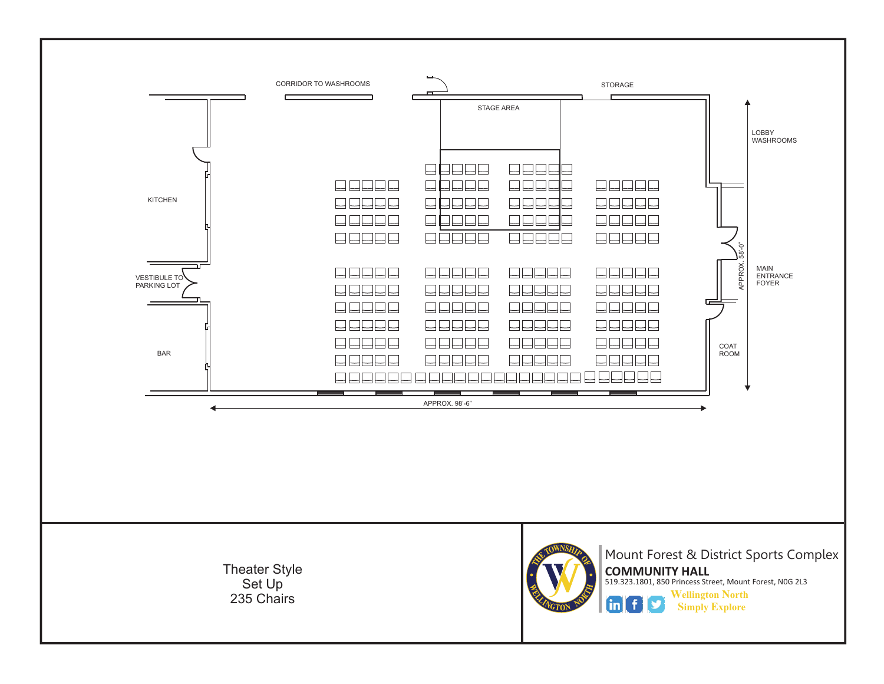CORRIDOR TO WASHROOMS

STORAGE

STAGE AREA

LOBBY WASHROOMS

KITCHEN

MAIN ENTRANCE FOYER

APPROX. 58'-0"

VESTIBULE TO PARKING LOT

COAT ROOM

BAR

APPROX. 98'-6"

Theater Style
Set Up
235 Chairs

Mount Forest & District Sports Complex

**COMMUNITY HALL**

519.323.1801, 850 Princess Street, Mount Forest, N0G 2L3

Wellington North
Simply Explore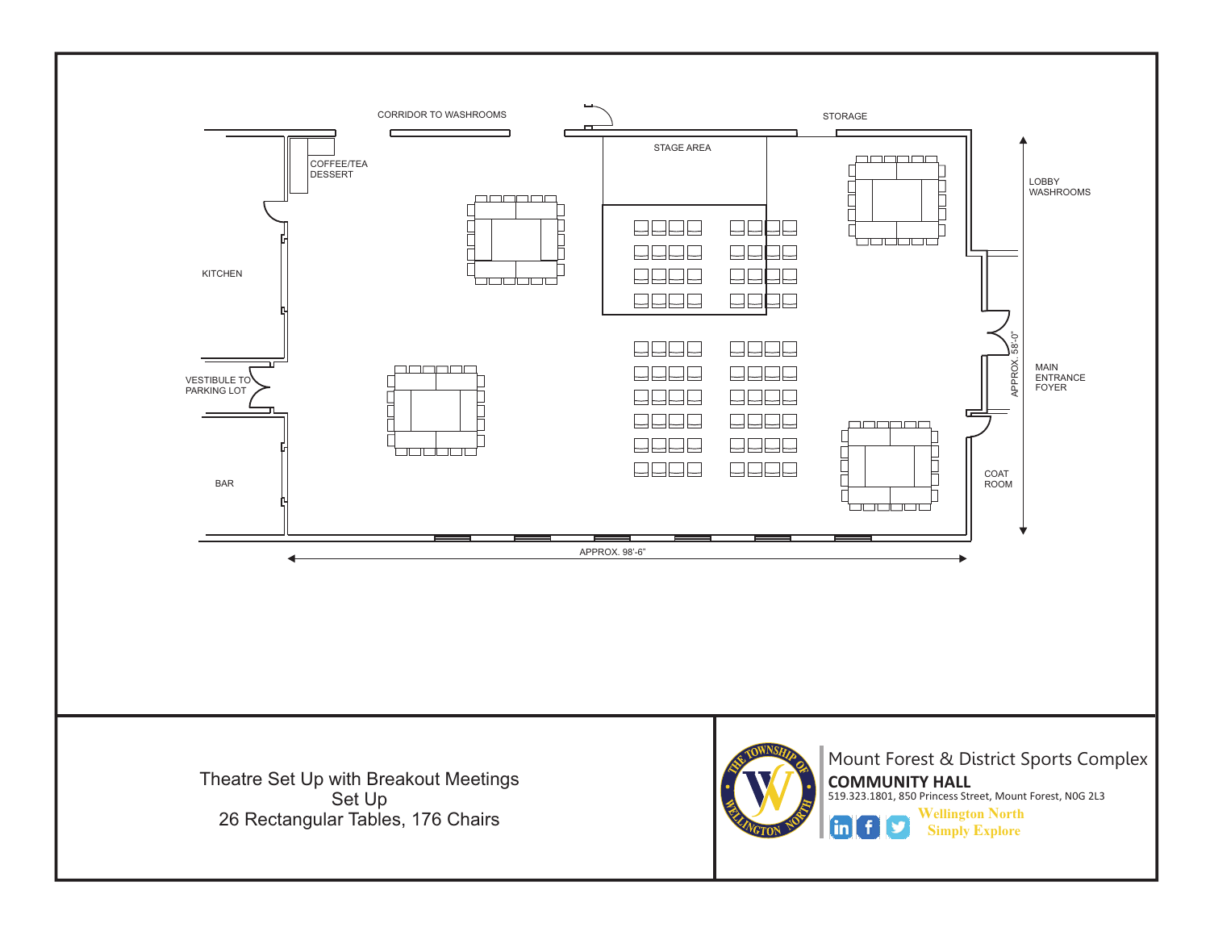CORRIDOR TO WASHROOMS

STORAGE

COFFEE/TEA DESSERT

STAGE AREA

LOBBY WASHROOMS

KITCHEN

VESTIBULE TO PARKING LOT

APPROX. 58'-0"

MAIN ENTRANCE FOYER

COAT ROOM

BAR

APPROX. 98'-6"

Theatre Set Up with Breakout Meetings Set Up
26 Rectangular Tables, 176 Chairs

Mount Forest & District Sports Complex

**COMMUNITY HALL**

519.323.1801, 850 Princess Street, Mount Forest, N0G 2L3

Wellington North
Simply Explore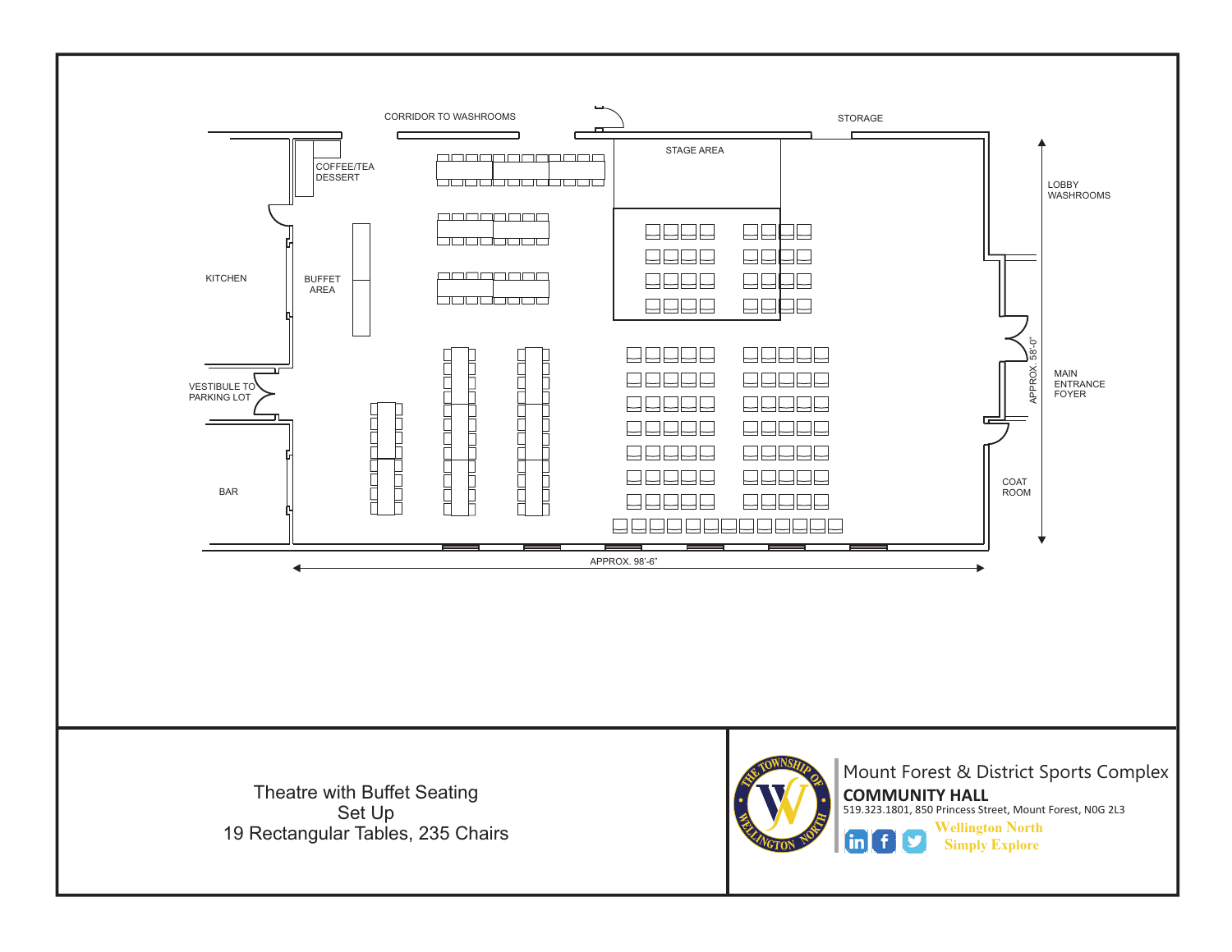CORRIDOR TO WASHROOMS

STORAGE

STAGE AREA

COFFEE/TEA
DESSERT

LOBBY
WASHROOMS

KITCHEN

BUFFET
AREA

MAIN
ENTRANCE
FOYER

APPROX. 58'-0"

VESTIBULE TO
PARKING LOT

BAR

COAT
ROOM

APPROX. 98'-6"

Theatre with Buffet Seating
Set Up
19 Rectangular Tables, 235 Chairs

Mount Forest & District Sports Complex
**COMMUNITY HALL**
519.323.1801, 850 Princess Street, Mount Forest, N0G 2L3

Wellington North
Simply Explore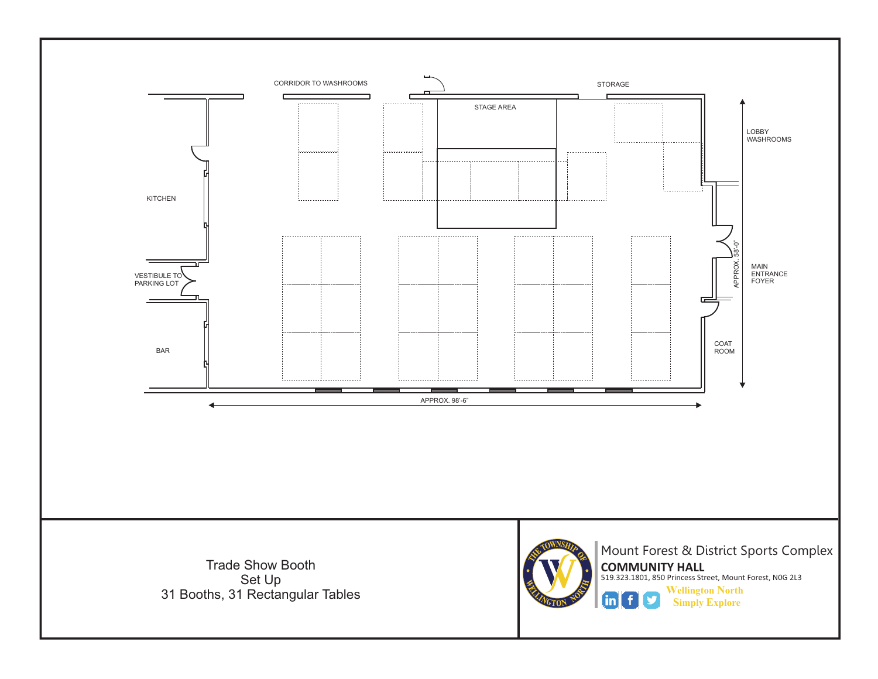CORRIDOR TO WASHROOMS

STORAGE

STAGE AREA

LOBBY WASHROOMS

KITCHEN

APPROX. 58'-0"

MAIN ENTRANCE FOYER

VESTIBULE TO PARKING LOT

COAT ROOM

BAR

APPROX. 98'-6"

Trade Show Booth
Set Up
31 Booths, 31 Rectangular Tables

Mount Forest & District Sports Complex

**COMMUNITY HALL**

519.323.1801, 850 Princess Street, Mount Forest, N0G 2L3

Wellington North
Simply Explore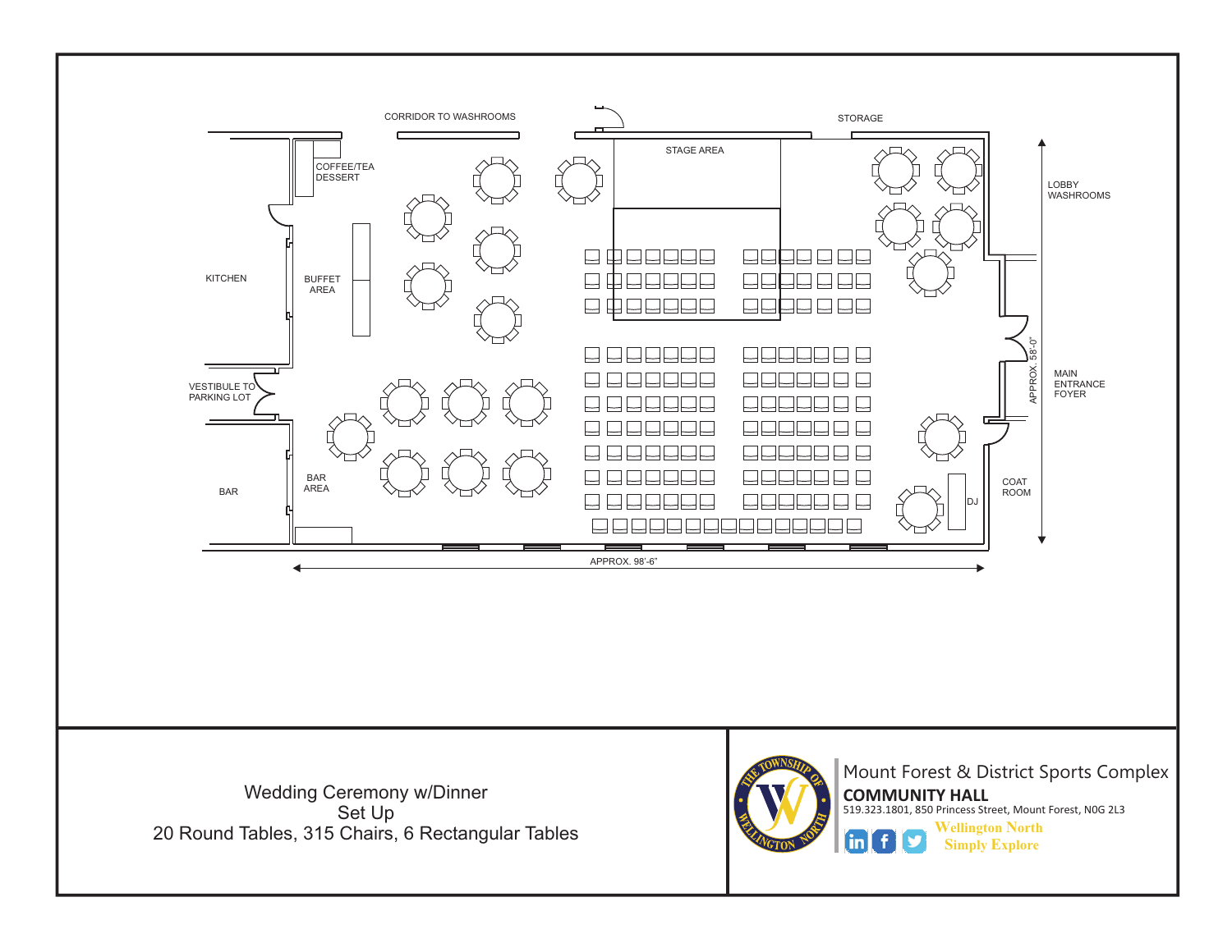CORRIDOR TO WASHROOMS

STORAGE

STAGE AREA

COFFEE/TEA DESSERT

LOBBY WASHROOMS

KITCHEN

BUFFET AREA

APPROX. 58'-0"

MAIN ENTRANCE FOYER

VESTIBULE TO PARKING LOT

BAR AREA

BAR

COAT ROOM

DJ

APPROX. 98'-6"

Wedding Ceremony w/Dinner
Set Up
20 Round Tables, 315 Chairs, 6 Rectangular Tables

Mount Forest & District Sports Complex

**COMMUNITY HALL**

519.323.1801, 850 Princess Street, Mount Forest, N0G 2L3

The Township of Wellington North

Wellington North
Simply Explore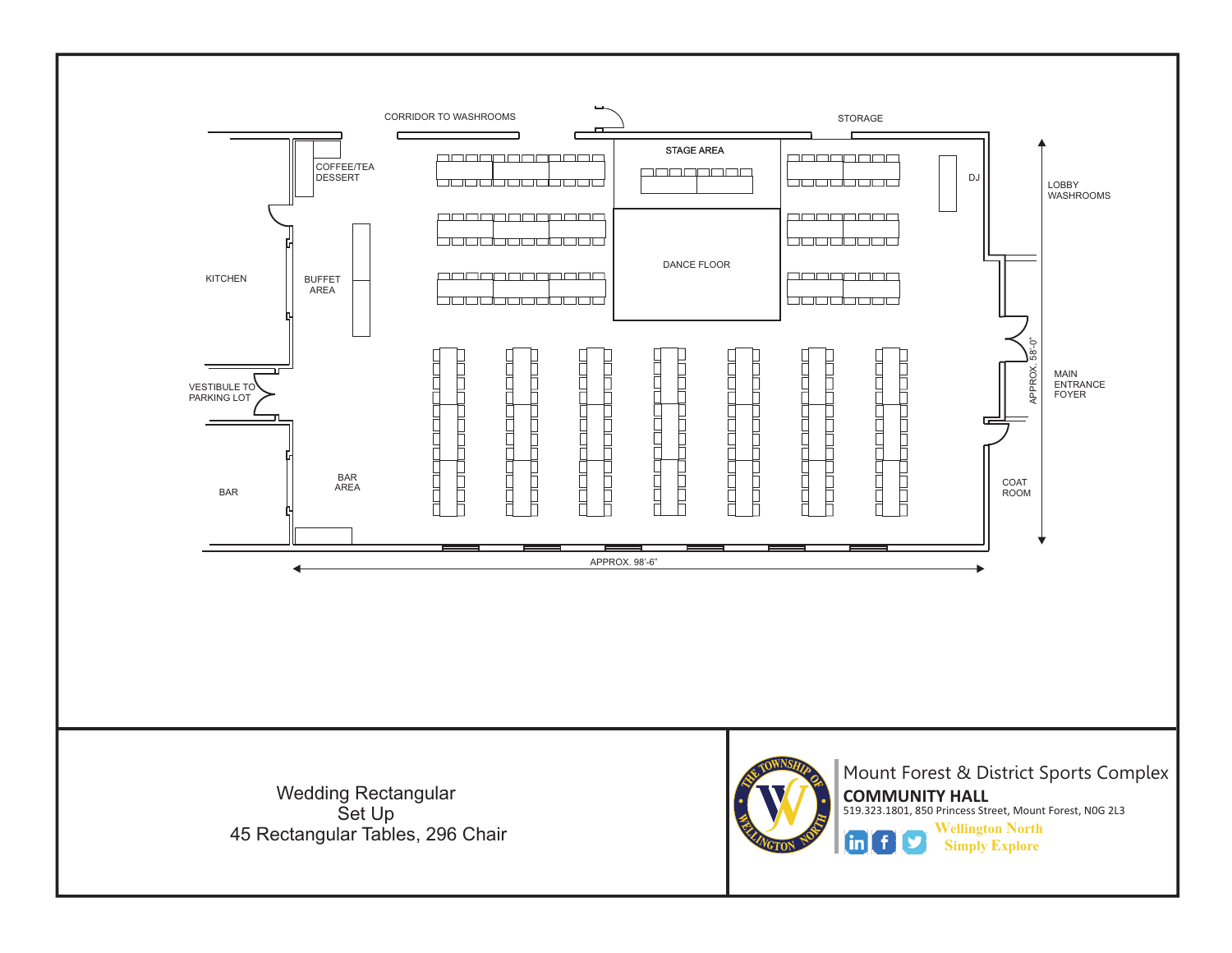CORRIDOR TO WASHROOMS

STORAGE

STAGE AREA

COFFEE/TEA
DESSERT

DJ

LOBBY
WASHROOMS

DANCE FLOOR

KITCHEN

BUFFET
AREA

APPROX. 58'-0"

MAIN
ENTRANCE
FOYER

VESTIBULE TO
PARKING LOT

BAR
AREA

BAR

COAT
ROOM

APPROX. 98'-6"

Wedding Rectangular
Set Up
45 Rectangular Tables, 296 Chair

Mount Forest & District Sports Complex

**COMMUNITY HALL**

519.323.1801, 850 Princess Street, Mount Forest, N0G 2L3

Wellington North
Simply Explore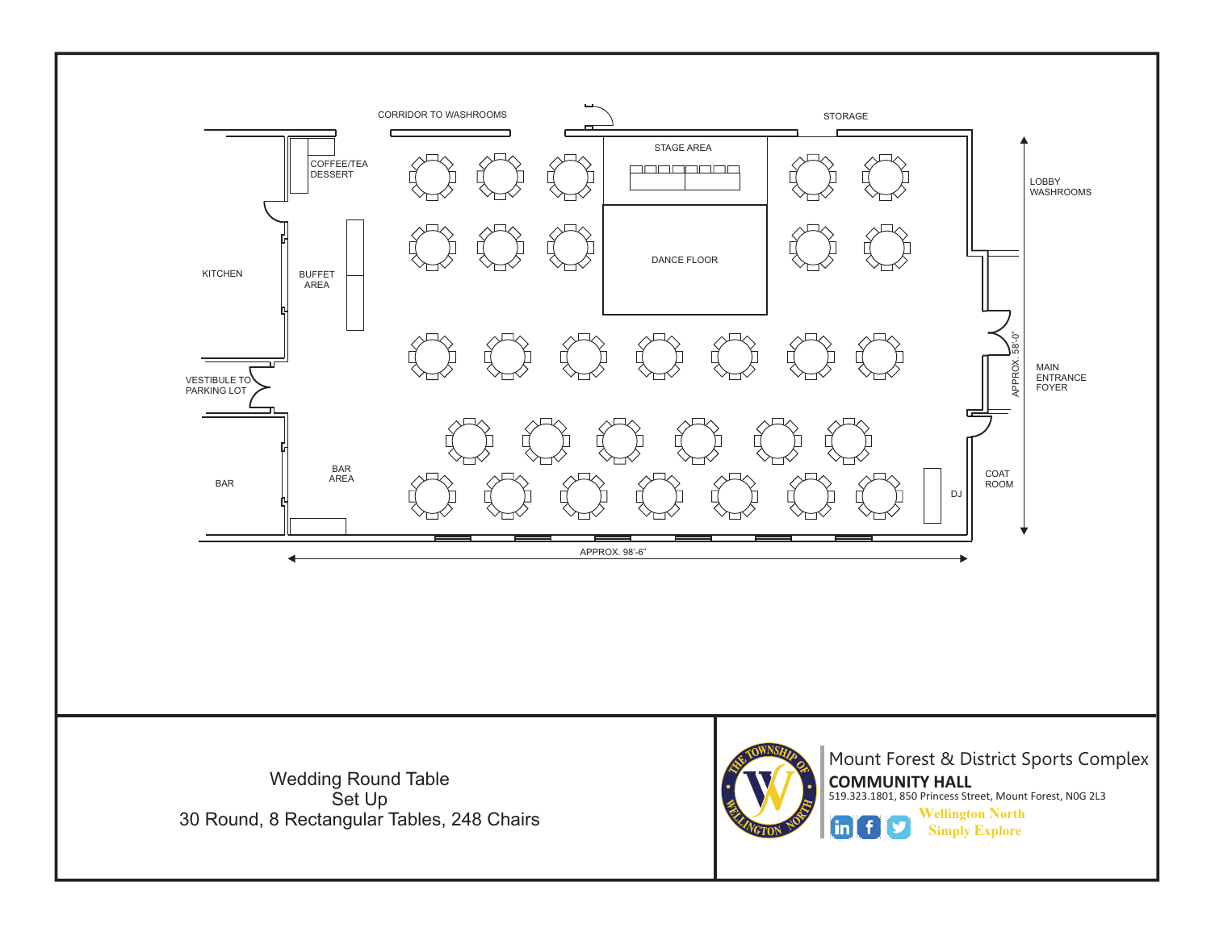CORRIDOR TO WASHROOMS

STORAGE

STAGE AREA

COFFEE/TEA
DESSERT

LOBBY
WASHROOMS

KITCHEN

BUFFET
AREA

DANCE FLOOR

APPROX. 58'-0"

MAIN
ENTRANCE
FOYER

VESTIBULE TO
PARKING LOT

BAR
AREA

COAT
ROOM

BAR

DJ

APPROX. 98'-6"

Wedding Round Table
Set Up
30 Round, 8 Rectangular Tables, 248 Chairs

Mount Forest & District Sports Complex

**COMMUNITY HALL**

519.323.1801, 850 Princess Street, Mount Forest, N0G 2L3

Wellington North
Simply Explore